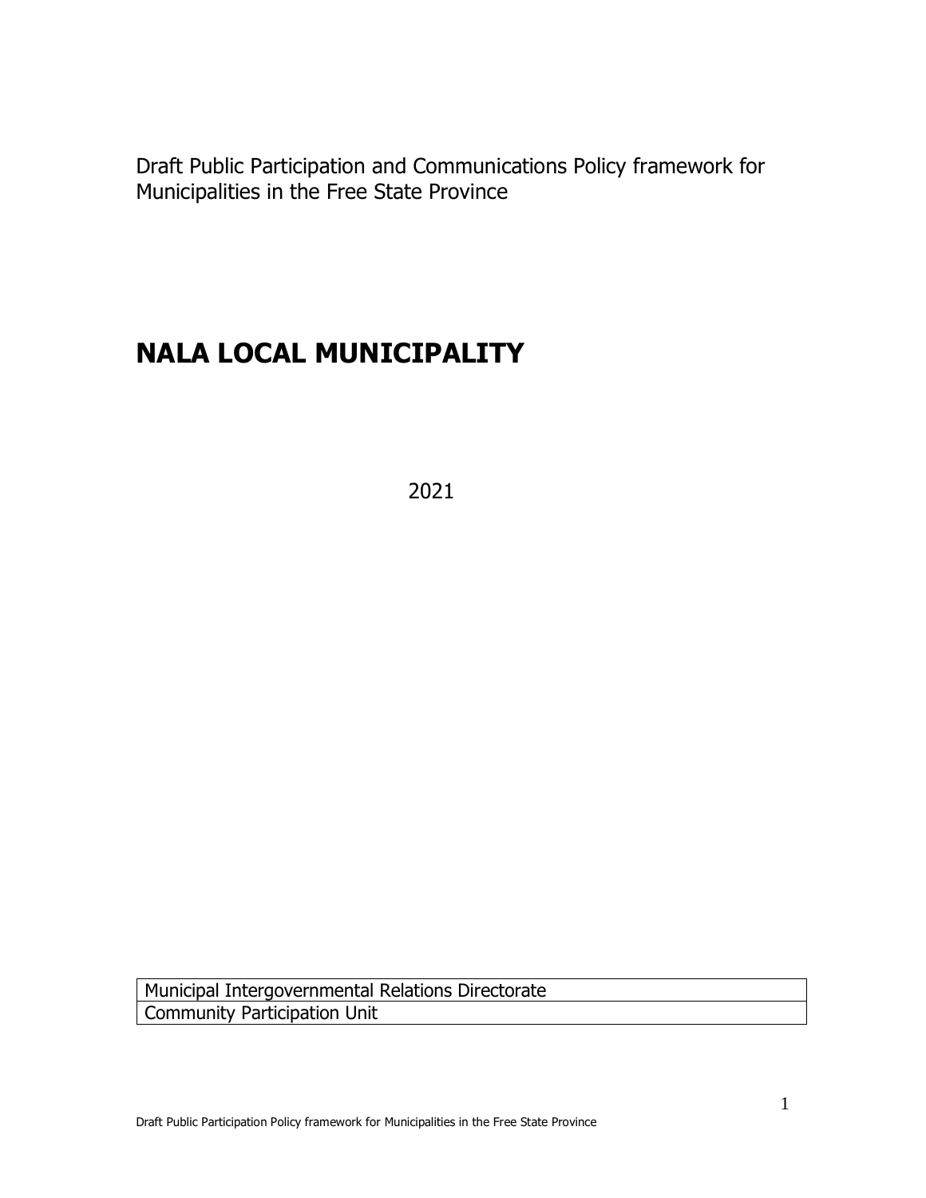Draft Public Participation and Communications Policy framework for Municipalities in the Free State Province

# NALA LOCAL MUNICIPALITY

2021

| Municipal Intergovernmental Relations Directorate |
| --- |
| Community Participation Unit |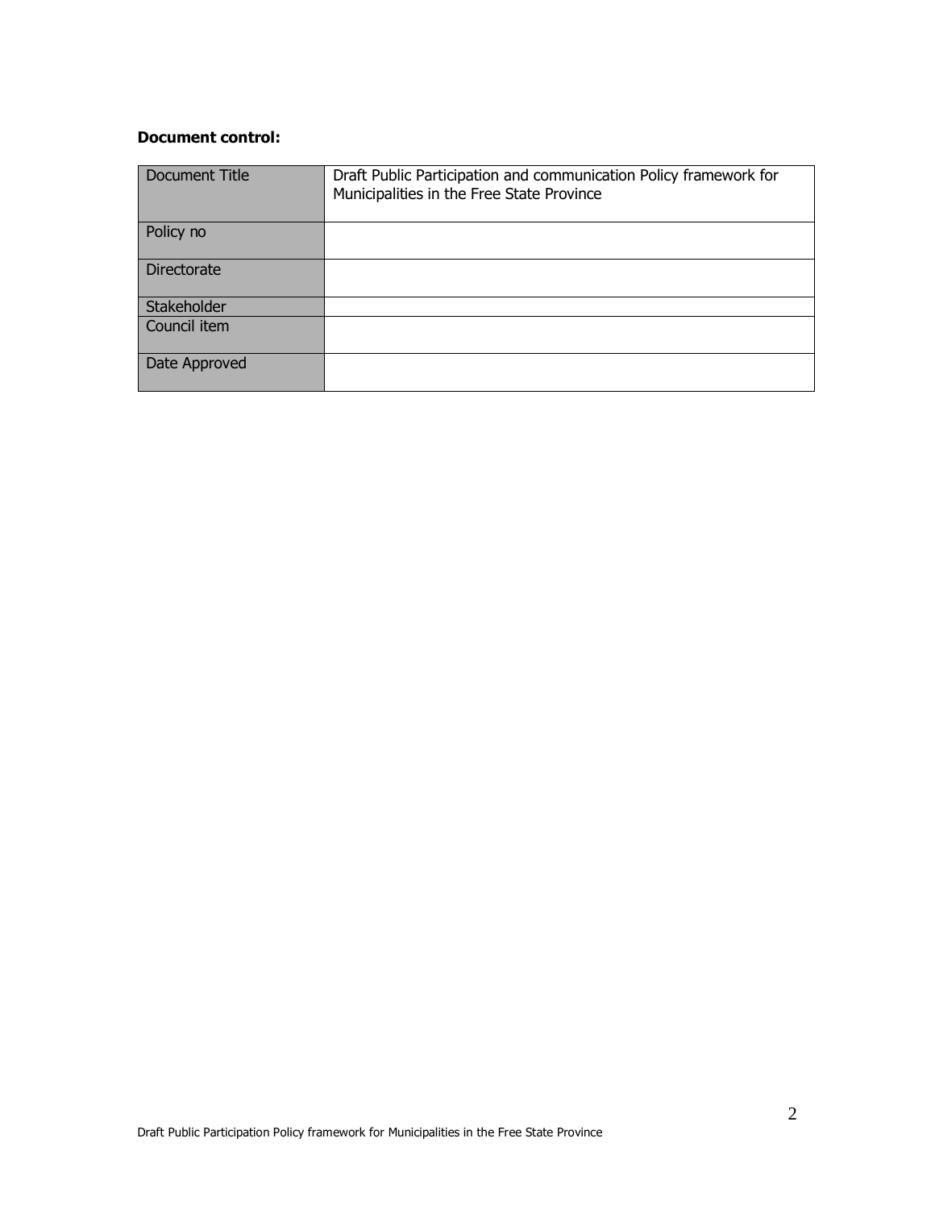**Document control:**

| Document Title | Draft Public Participation and communication Policy framework for Municipalities in the Free State Province |
|---|---|
| Policy no | |
| Directorate | |
| Stakeholder | |
| Council item | |
| Date Approved | |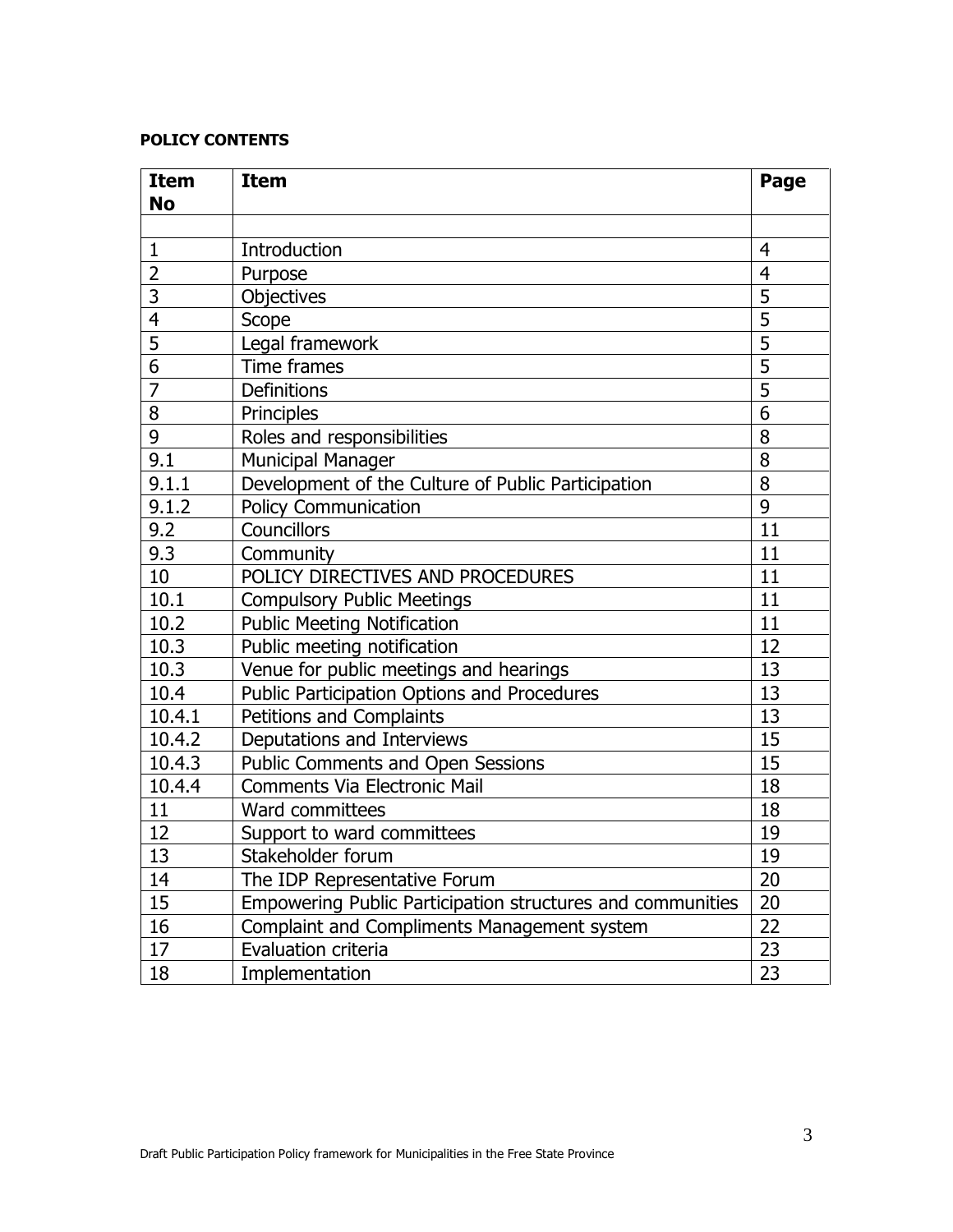**POLICY CONTENTS**

| Item No | Item | Page |
|---|---|---|
| | | |
| 1 | Introduction | 4 |
| 2 | Purpose | 4 |
| 3 | Objectives | 5 |
| 4 | Scope | 5 |
| 5 | Legal framework | 5 |
| 6 | Time frames | 5 |
| 7 | Definitions | 5 |
| 8 | Principles | 6 |
| 9 | Roles and responsibilities | 8 |
| 9.1 | Municipal Manager | 8 |
| 9.1.1 | Development of the Culture of Public Participation | 8 |
| 9.1.2 | Policy Communication | 9 |
| 9.2 | Councillors | 11 |
| 9.3 | Community | 11 |
| 10 | POLICY DIRECTIVES AND PROCEDURES | 11 |
| 10.1 | Compulsory Public Meetings | 11 |
| 10.2 | Public Meeting Notification | 11 |
| 10.3 | Public meeting notification | 12 |
| 10.3 | Venue for public meetings and hearings | 13 |
| 10.4 | Public Participation Options and Procedures | 13 |
| 10.4.1 | Petitions and Complaints | 13 |
| 10.4.2 | Deputations and Interviews | 15 |
| 10.4.3 | Public Comments and Open Sessions | 15 |
| 10.4.4 | Comments Via Electronic Mail | 18 |
| 11 | Ward committees | 18 |
| 12 | Support to ward committees | 19 |
| 13 | Stakeholder forum | 19 |
| 14 | The IDP Representative Forum | 20 |
| 15 | Empowering Public Participation structures and communities | 20 |
| 16 | Complaint and Compliments Management system | 22 |
| 17 | Evaluation criteria | 23 |
| 18 | Implementation | 23 |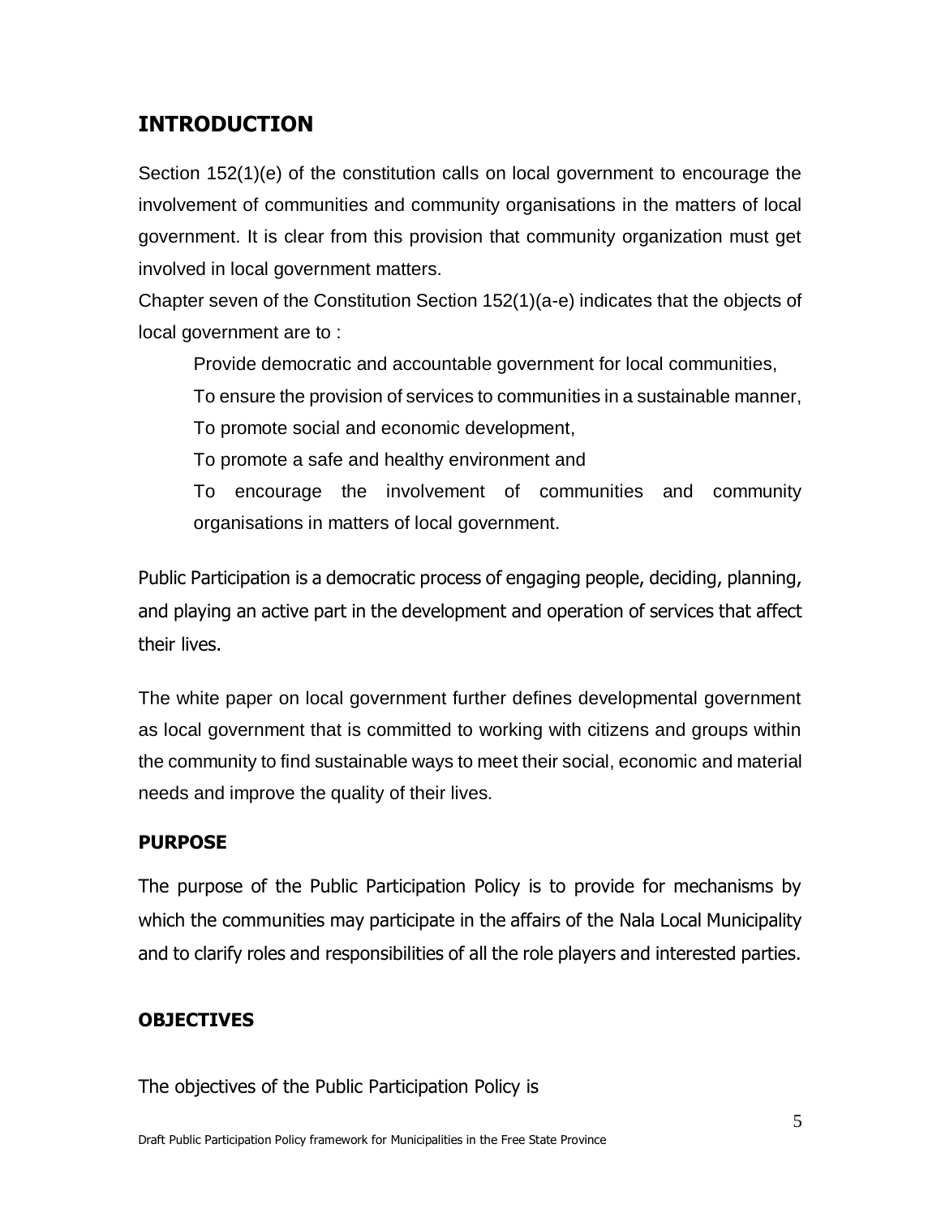## INTRODUCTION

Section 152(1)(e) of the constitution calls on local government to encourage the involvement of communities and community organisations in the matters of local government. It is clear from this provision that community organization must get involved in local government matters.

Chapter seven of the Constitution Section 152(1)(a-e) indicates that the objects of local government are to :

- Provide democratic and accountable government for local communities,
- To ensure the provision of services to communities in a sustainable manner,
- To promote social and economic development,
- To promote a safe and healthy environment and
- To encourage the involvement of communities and community organisations in matters of local government.

Public Participation is a democratic process of engaging people, deciding, planning, and playing an active part in the development and operation of services that affect their lives.

The white paper on local government further defines developmental government as local government that is committed to working with citizens and groups within the community to find sustainable ways to meet their social, economic and material needs and improve the quality of their lives.

### PURPOSE

The purpose of the Public Participation Policy is to provide for mechanisms by which the communities may participate in the affairs of the Nala Local Municipality and to clarify roles and responsibilities of all the role players and interested parties.

### OBJECTIVES

The objectives of the Public Participation Policy is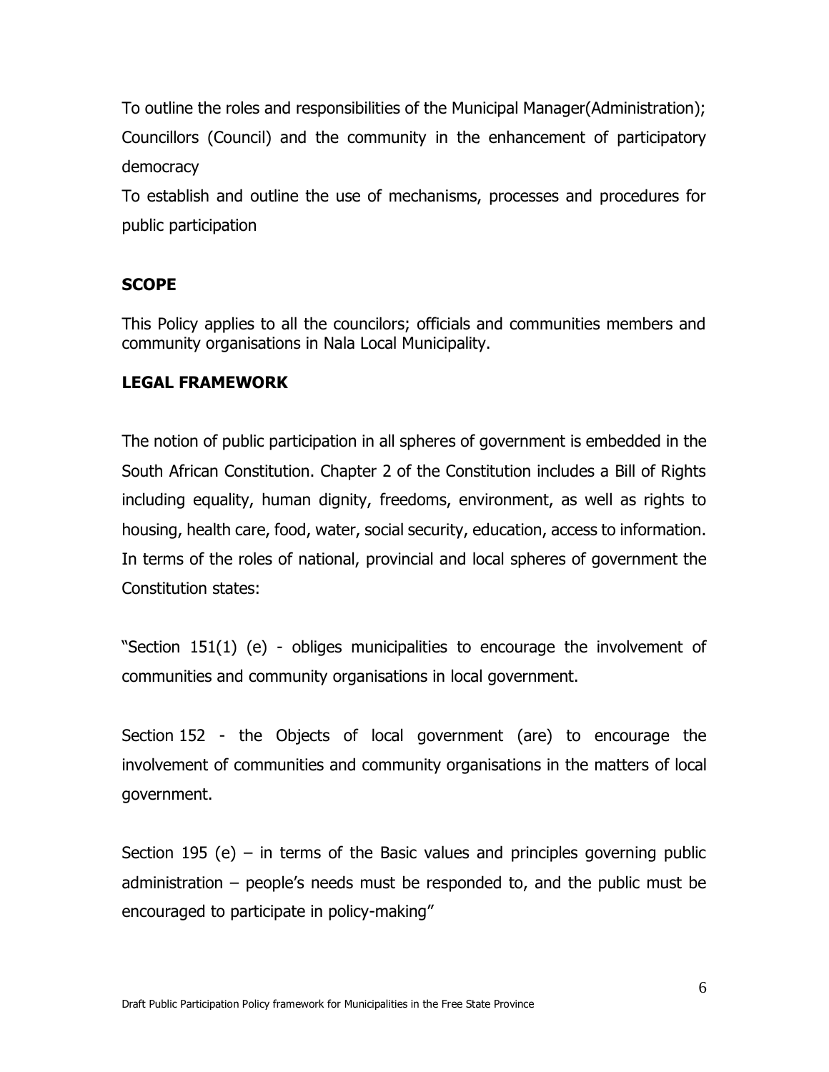To outline the roles and responsibilities of the Municipal Manager(Administration); Councillors (Council) and the community in the enhancement of participatory democracy

To establish and outline the use of mechanisms, processes and procedures for public participation

## SCOPE

This Policy applies to all the councilors; officials and communities members and community organisations in Nala Local Municipality.

## LEGAL FRAMEWORK

The notion of public participation in all spheres of government is embedded in the South African Constitution. Chapter 2 of the Constitution includes a Bill of Rights including equality, human dignity, freedoms, environment, as well as rights to housing, health care, food, water, social security, education, access to information. In terms of the roles of national, provincial and local spheres of government the Constitution states:

"Section 151(1) (e) - obliges municipalities to encourage the involvement of communities and community organisations in local government.

Section 152 - the Objects of local government (are) to encourage the involvement of communities and community organisations in the matters of local government.

Section 195 (e) – in terms of the Basic values and principles governing public administration – people's needs must be responded to, and the public must be encouraged to participate in policy-making"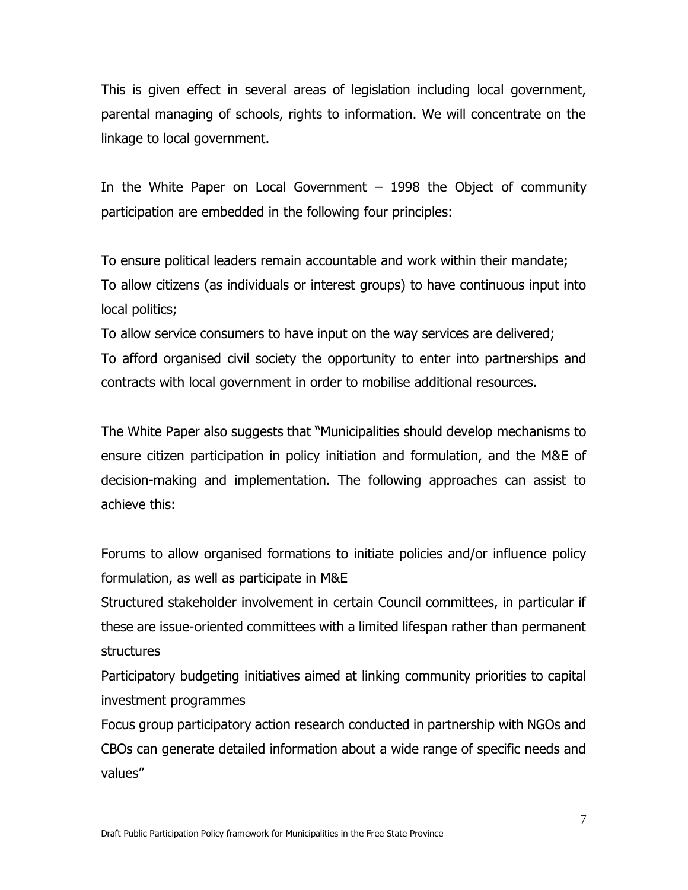This is given effect in several areas of legislation including local government, parental managing of schools, rights to information. We will concentrate on the linkage to local government.

In the White Paper on Local Government – 1998 the Object of community participation are embedded in the following four principles:

To ensure political leaders remain accountable and work within their mandate;
To allow citizens (as individuals or interest groups) to have continuous input into local politics;
To allow service consumers to have input on the way services are delivered;
To afford organised civil society the opportunity to enter into partnerships and contracts with local government in order to mobilise additional resources.

The White Paper also suggests that "Municipalities should develop mechanisms to ensure citizen participation in policy initiation and formulation, and the M&E of decision-making and implementation. The following approaches can assist to achieve this:

Forums to allow organised formations to initiate policies and/or influence policy formulation, as well as participate in M&E
Structured stakeholder involvement in certain Council committees, in particular if these are issue-oriented committees with a limited lifespan rather than permanent structures
Participatory budgeting initiatives aimed at linking community priorities to capital investment programmes
Focus group participatory action research conducted in partnership with NGOs and CBOs can generate detailed information about a wide range of specific needs and values"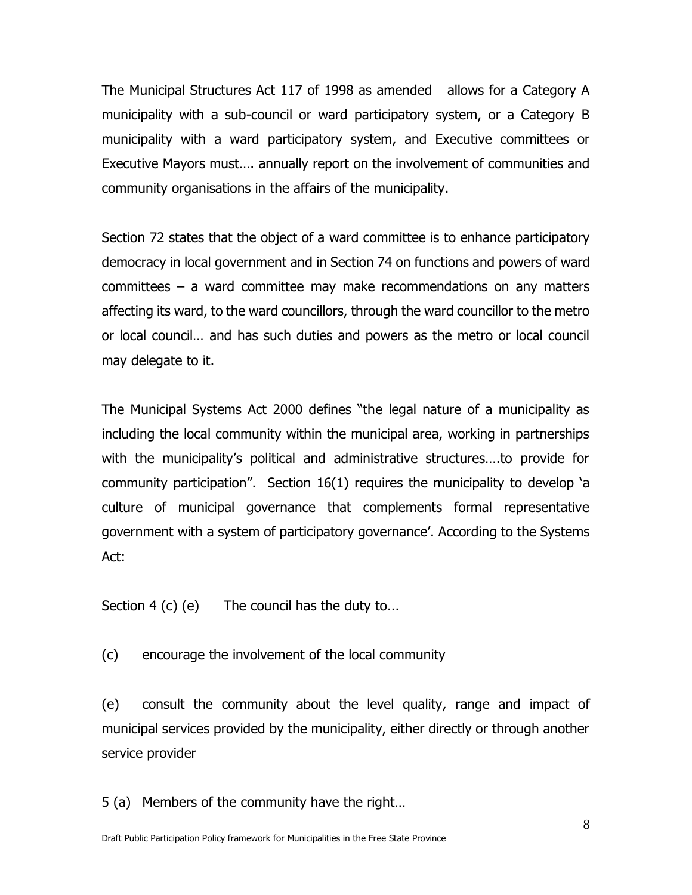The Municipal Structures Act 117 of 1998 as amended allows for a Category A municipality with a sub-council or ward participatory system, or a Category B municipality with a ward participatory system, and Executive committees or Executive Mayors must…. annually report on the involvement of communities and community organisations in the affairs of the municipality.

Section 72 states that the object of a ward committee is to enhance participatory democracy in local government and in Section 74 on functions and powers of ward committees – a ward committee may make recommendations on any matters affecting its ward, to the ward councillors, through the ward councillor to the metro or local council… and has such duties and powers as the metro or local council may delegate to it.

The Municipal Systems Act 2000 defines "the legal nature of a municipality as including the local community within the municipal area, working in partnerships with the municipality's political and administrative structures….to provide for community participation". Section 16(1) requires the municipality to develop 'a culture of municipal governance that complements formal representative government with a system of participatory governance'. According to the Systems Act:

Section 4 (c) (e) The council has the duty to...

(c) encourage the involvement of the local community

(e) consult the community about the level quality, range and impact of municipal services provided by the municipality, either directly or through another service provider

5 (a) Members of the community have the right…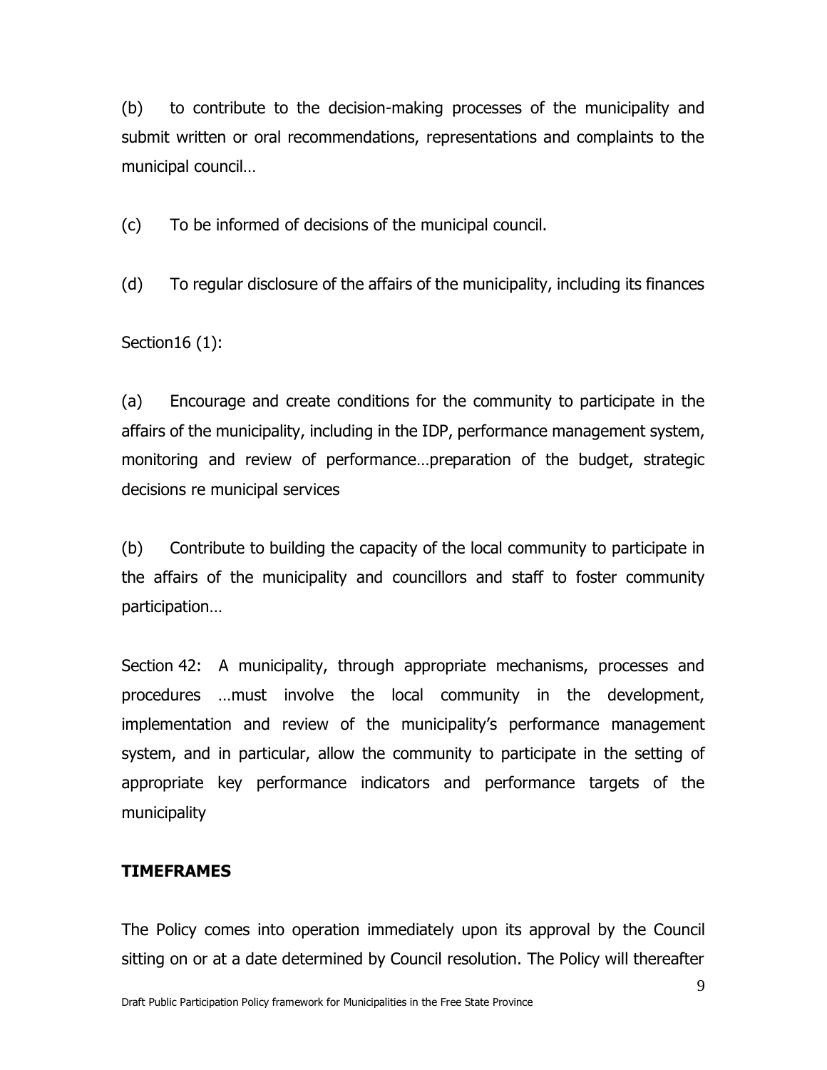(b) to contribute to the decision-making processes of the municipality and submit written or oral recommendations, representations and complaints to the municipal council…

(c) To be informed of decisions of the municipal council.

(d) To regular disclosure of the affairs of the municipality, including its finances

Section16 (1):

(a) Encourage and create conditions for the community to participate in the affairs of the municipality, including in the IDP, performance management system, monitoring and review of performance…preparation of the budget, strategic decisions re municipal services

(b) Contribute to building the capacity of the local community to participate in the affairs of the municipality and councillors and staff to foster community participation…

Section 42: A municipality, through appropriate mechanisms, processes and procedures …must involve the local community in the development, implementation and review of the municipality's performance management system, and in particular, allow the community to participate in the setting of appropriate key performance indicators and performance targets of the municipality

**TIMEFRAMES**

The Policy comes into operation immediately upon its approval by the Council sitting on or at a date determined by Council resolution. The Policy will thereafter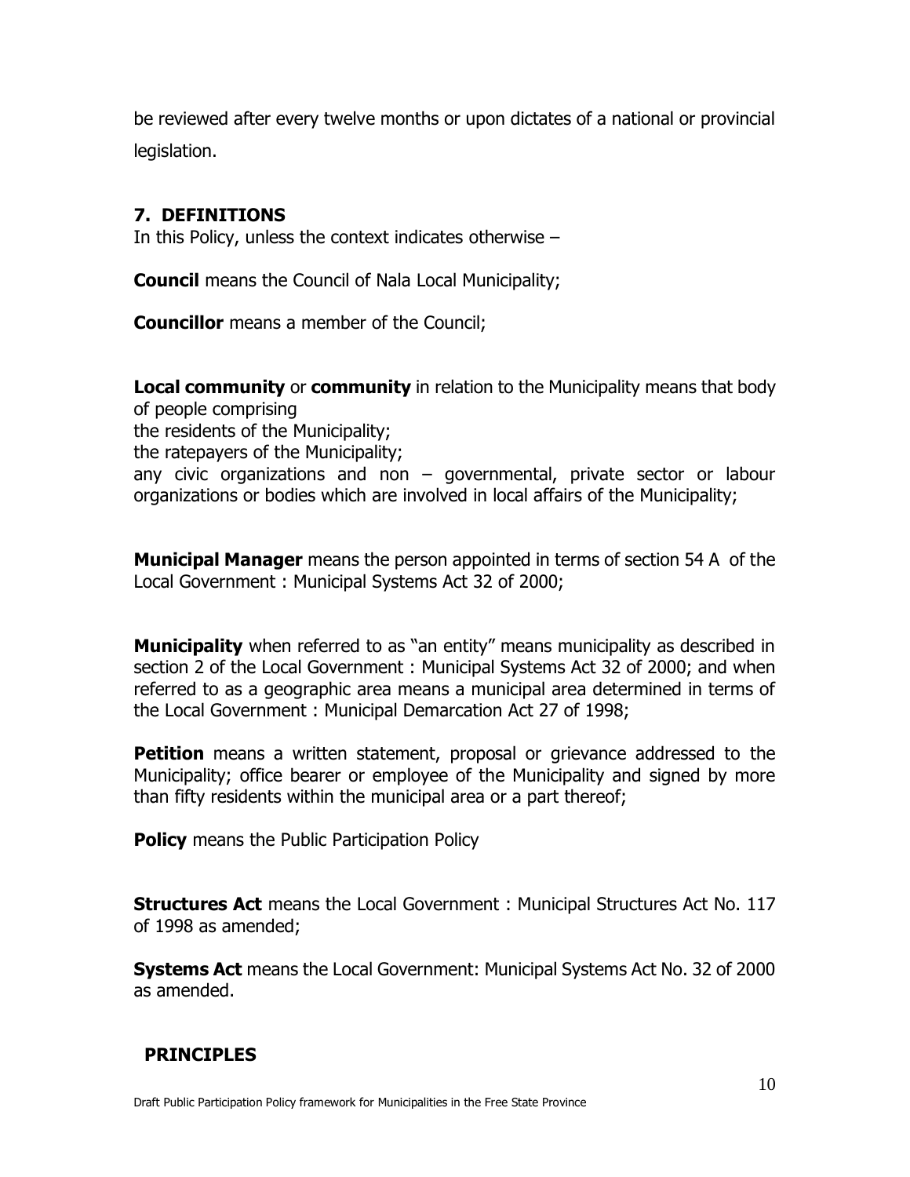be reviewed after every twelve months or upon dictates of a national or provincial legislation.

## 7. DEFINITIONS

In this Policy, unless the context indicates otherwise –

**Council** means the Council of Nala Local Municipality;

**Councillor** means a member of the Council;

**Local community** or **community** in relation to the Municipality means that body of people comprising
the residents of the Municipality;
the ratepayers of the Municipality;
any civic organizations and non – governmental, private sector or labour organizations or bodies which are involved in local affairs of the Municipality;

**Municipal Manager** means the person appointed in terms of section 54 A of the Local Government : Municipal Systems Act 32 of 2000;

**Municipality** when referred to as "an entity" means municipality as described in section 2 of the Local Government : Municipal Systems Act 32 of 2000; and when referred to as a geographic area means a municipal area determined in terms of the Local Government : Municipal Demarcation Act 27 of 1998;

**Petition** means a written statement, proposal or grievance addressed to the Municipality; office bearer or employee of the Municipality and signed by more than fifty residents within the municipal area or a part thereof;

**Policy** means the Public Participation Policy

**Structures Act** means the Local Government : Municipal Structures Act No. 117 of 1998 as amended;

**Systems Act** means the Local Government: Municipal Systems Act No. 32 of 2000 as amended.

## PRINCIPLES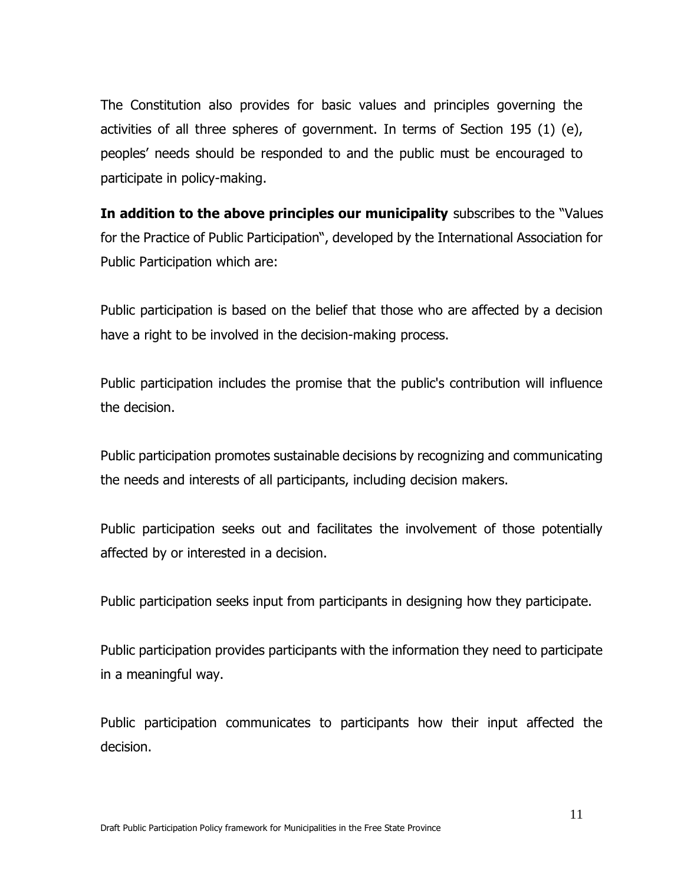The Constitution also provides for basic values and principles governing the activities of all three spheres of government. In terms of Section 195 (1) (e), peoples' needs should be responded to and the public must be encouraged to participate in policy-making.

**In addition to the above principles our municipality** subscribes to the "Values for the Practice of Public Participation", developed by the International Association for Public Participation which are:

Public participation is based on the belief that those who are affected by a decision have a right to be involved in the decision-making process.

Public participation includes the promise that the public's contribution will influence the decision.

Public participation promotes sustainable decisions by recognizing and communicating the needs and interests of all participants, including decision makers.

Public participation seeks out and facilitates the involvement of those potentially affected by or interested in a decision.

Public participation seeks input from participants in designing how they participate.

Public participation provides participants with the information they need to participate in a meaningful way.

Public participation communicates to participants how their input affected the decision.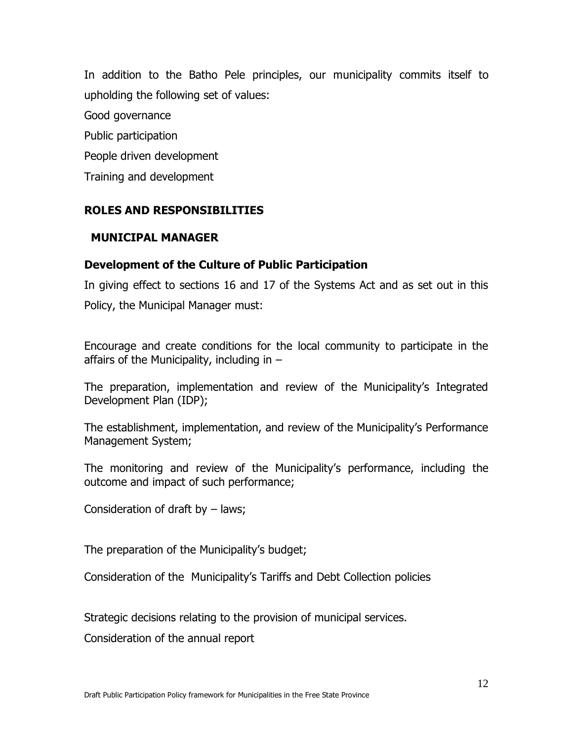In addition to the Batho Pele principles, our municipality commits itself to upholding the following set of values:

Good governance

Public participation

People driven development

Training and development

## ROLES AND RESPONSIBILITIES

### MUNICIPAL MANAGER

### Development of the Culture of Public Participation

In giving effect to sections 16 and 17 of the Systems Act and as set out in this Policy, the Municipal Manager must:

Encourage and create conditions for the local community to participate in the affairs of the Municipality, including in –

The preparation, implementation and review of the Municipality's Integrated Development Plan (IDP);

The establishment, implementation, and review of the Municipality's Performance Management System;

The monitoring and review of the Municipality's performance, including the outcome and impact of such performance;

Consideration of draft by – laws;

The preparation of the Municipality's budget;

Consideration of the Municipality's Tariffs and Debt Collection policies

Strategic decisions relating to the provision of municipal services.

Consideration of the annual report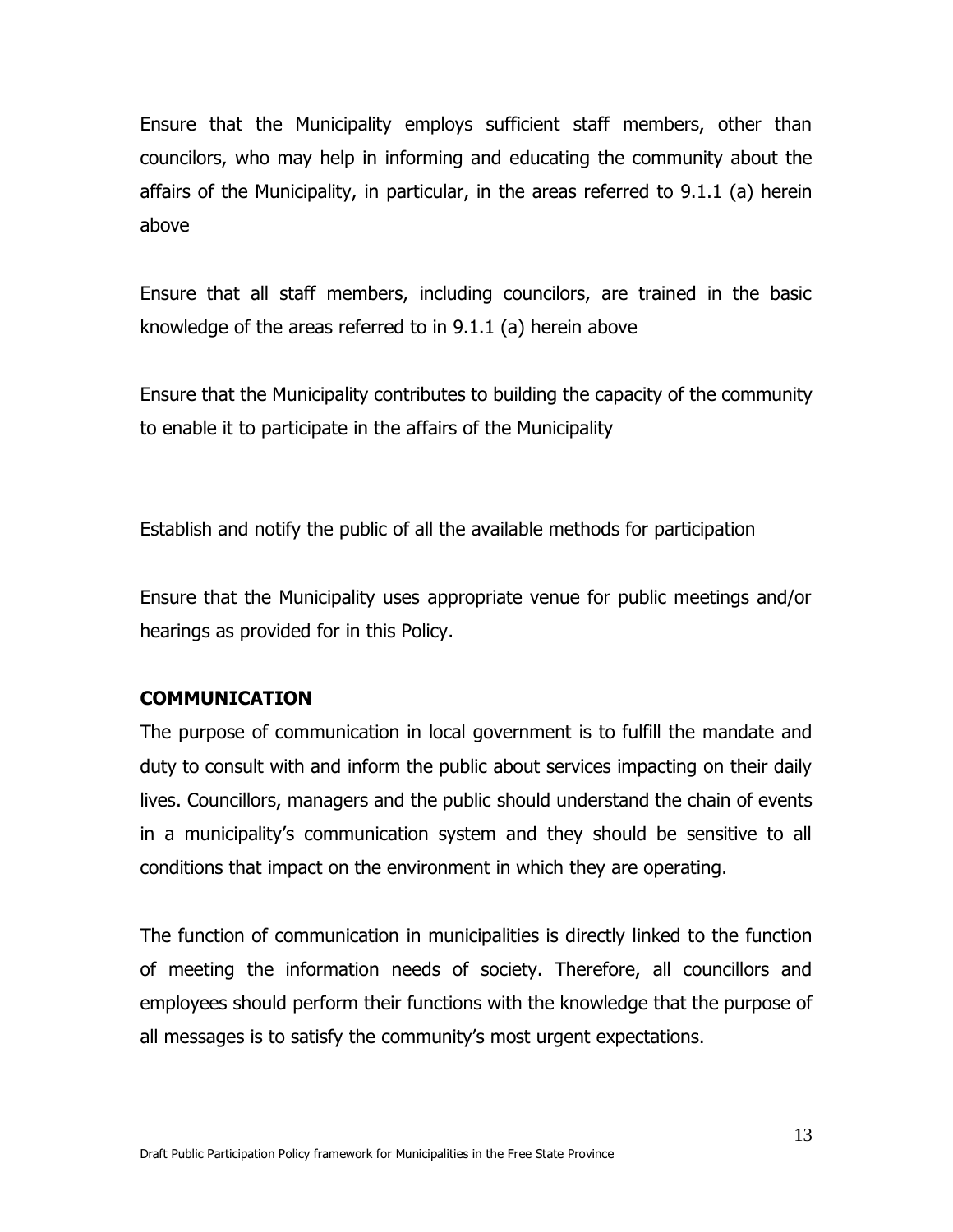Ensure that the Municipality employs sufficient staff members, other than councilors, who may help in informing and educating the community about the affairs of the Municipality, in particular, in the areas referred to 9.1.1 (a) herein above

Ensure that all staff members, including councilors, are trained in the basic knowledge of the areas referred to in 9.1.1 (a) herein above

Ensure that the Municipality contributes to building the capacity of the community to enable it to participate in the affairs of the Municipality

Establish and notify the public of all the available methods for participation

Ensure that the Municipality uses appropriate venue for public meetings and/or hearings as provided for in this Policy.

**COMMUNICATION**

The purpose of communication in local government is to fulfill the mandate and duty to consult with and inform the public about services impacting on their daily lives. Councillors, managers and the public should understand the chain of events in a municipality's communication system and they should be sensitive to all conditions that impact on the environment in which they are operating.

The function of communication in municipalities is directly linked to the function of meeting the information needs of society. Therefore, all councillors and employees should perform their functions with the knowledge that the purpose of all messages is to satisfy the community's most urgent expectations.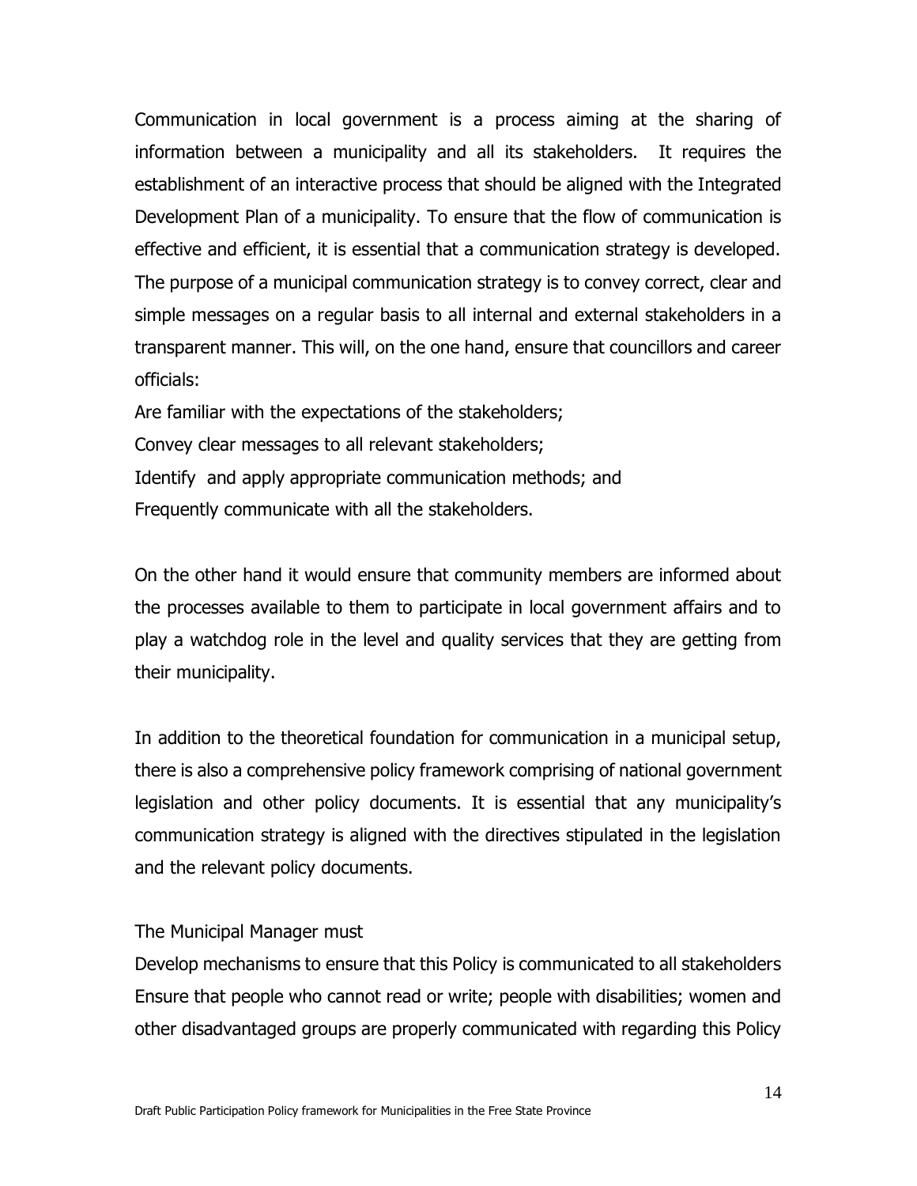Communication in local government is a process aiming at the sharing of information between a municipality and all its stakeholders. It requires the establishment of an interactive process that should be aligned with the Integrated Development Plan of a municipality. To ensure that the flow of communication is effective and efficient, it is essential that a communication strategy is developed. The purpose of a municipal communication strategy is to convey correct, clear and simple messages on a regular basis to all internal and external stakeholders in a transparent manner. This will, on the one hand, ensure that councillors and career officials:

Are familiar with the expectations of the stakeholders;
Convey clear messages to all relevant stakeholders;
Identify and apply appropriate communication methods; and
Frequently communicate with all the stakeholders.

On the other hand it would ensure that community members are informed about the processes available to them to participate in local government affairs and to play a watchdog role in the level and quality services that they are getting from their municipality.

In addition to the theoretical foundation for communication in a municipal setup, there is also a comprehensive policy framework comprising of national government legislation and other policy documents. It is essential that any municipality's communication strategy is aligned with the directives stipulated in the legislation and the relevant policy documents.

The Municipal Manager must
Develop mechanisms to ensure that this Policy is communicated to all stakeholders
Ensure that people who cannot read or write; people with disabilities; women and other disadvantaged groups are properly communicated with regarding this Policy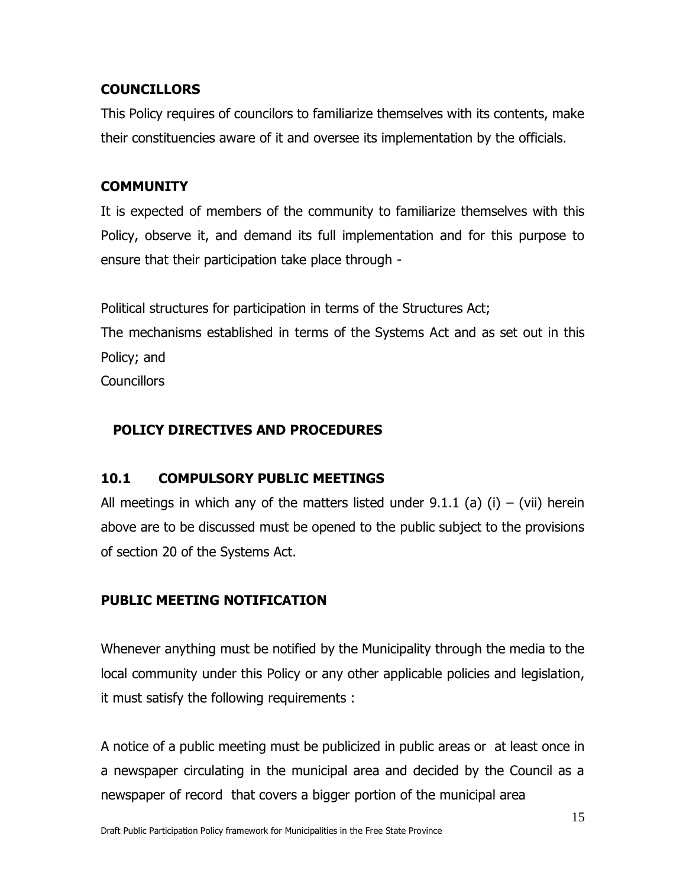**COUNCILLORS**

This Policy requires of councilors to familiarize themselves with its contents, make their constituencies aware of it and oversee its implementation by the officials.

**COMMUNITY**

It is expected of members of the community to familiarize themselves with this Policy, observe it, and demand its full implementation and for this purpose to ensure that their participation take place through -

Political structures for participation in terms of the Structures Act;

The mechanisms established in terms of the Systems Act and as set out in this Policy; and

Councillors

## POLICY DIRECTIVES AND PROCEDURES

### 10.1 COMPULSORY PUBLIC MEETINGS

All meetings in which any of the matters listed under 9.1.1 (a) (i) – (vii) herein above are to be discussed must be opened to the public subject to the provisions of section 20 of the Systems Act.

### PUBLIC MEETING NOTIFICATION

Whenever anything must be notified by the Municipality through the media to the local community under this Policy or any other applicable policies and legislation, it must satisfy the following requirements :

A notice of a public meeting must be publicized in public areas or at least once in a newspaper circulating in the municipal area and decided by the Council as a newspaper of record that covers a bigger portion of the municipal area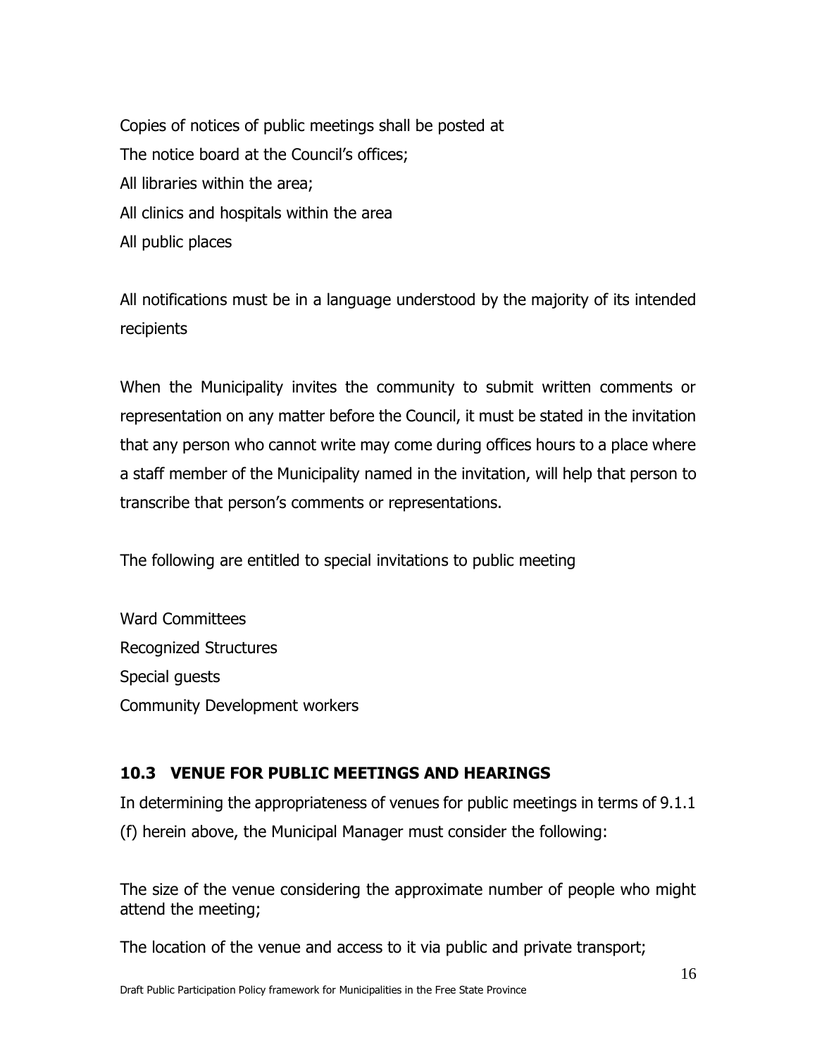Copies of notices of public meetings shall be posted at

The notice board at the Council's offices;

All libraries within the area;

All clinics and hospitals within the area

All public places

All notifications must be in a language understood by the majority of its intended recipients

When the Municipality invites the community to submit written comments or representation on any matter before the Council, it must be stated in the invitation that any person who cannot write may come during offices hours to a place where a staff member of the Municipality named in the invitation, will help that person to transcribe that person's comments or representations.

The following are entitled to special invitations to public meeting

Ward Committees

Recognized Structures

Special guests

Community Development workers

### 10.3 VENUE FOR PUBLIC MEETINGS AND HEARINGS

In determining the appropriateness of venues for public meetings in terms of 9.1.1 (f) herein above, the Municipal Manager must consider the following:

The size of the venue considering the approximate number of people who might attend the meeting;

The location of the venue and access to it via public and private transport;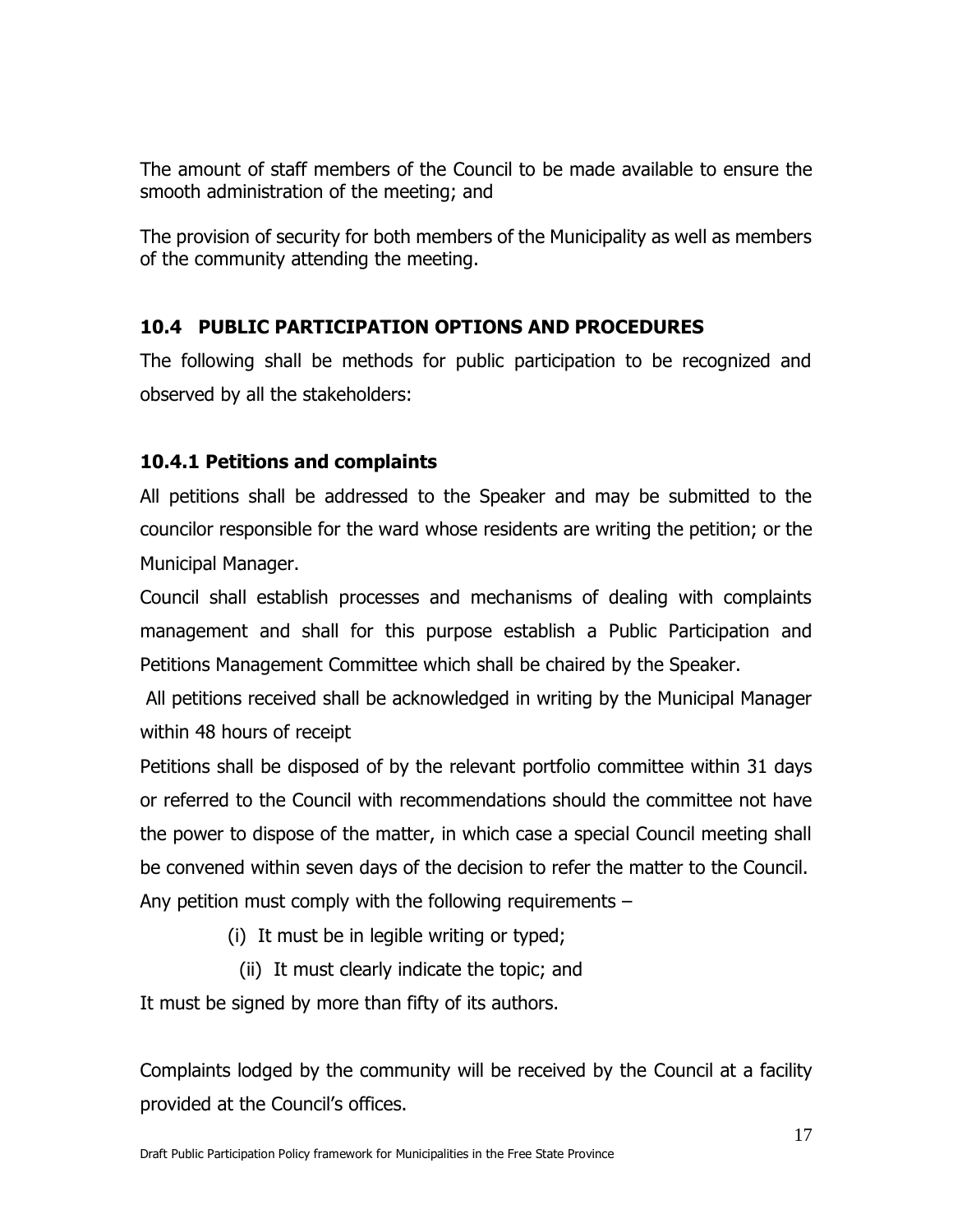The amount of staff members of the Council to be made available to ensure the smooth administration of the meeting; and

The provision of security for both members of the Municipality as well as members of the community attending the meeting.

## 10.4 PUBLIC PARTICIPATION OPTIONS AND PROCEDURES

The following shall be methods for public participation to be recognized and observed by all the stakeholders:

### 10.4.1 Petitions and complaints

All petitions shall be addressed to the Speaker and may be submitted to the councilor responsible for the ward whose residents are writing the petition; or the Municipal Manager.

Council shall establish processes and mechanisms of dealing with complaints management and shall for this purpose establish a Public Participation and Petitions Management Committee which shall be chaired by the Speaker.

All petitions received shall be acknowledged in writing by the Municipal Manager within 48 hours of receipt

Petitions shall be disposed of by the relevant portfolio committee within 31 days or referred to the Council with recommendations should the committee not have the power to dispose of the matter, in which case a special Council meeting shall be convened within seven days of the decision to refer the matter to the Council.

Any petition must comply with the following requirements –

(i) It must be in legible writing or typed;

(ii) It must clearly indicate the topic; and

It must be signed by more than fifty of its authors.

Complaints lodged by the community will be received by the Council at a facility provided at the Council's offices.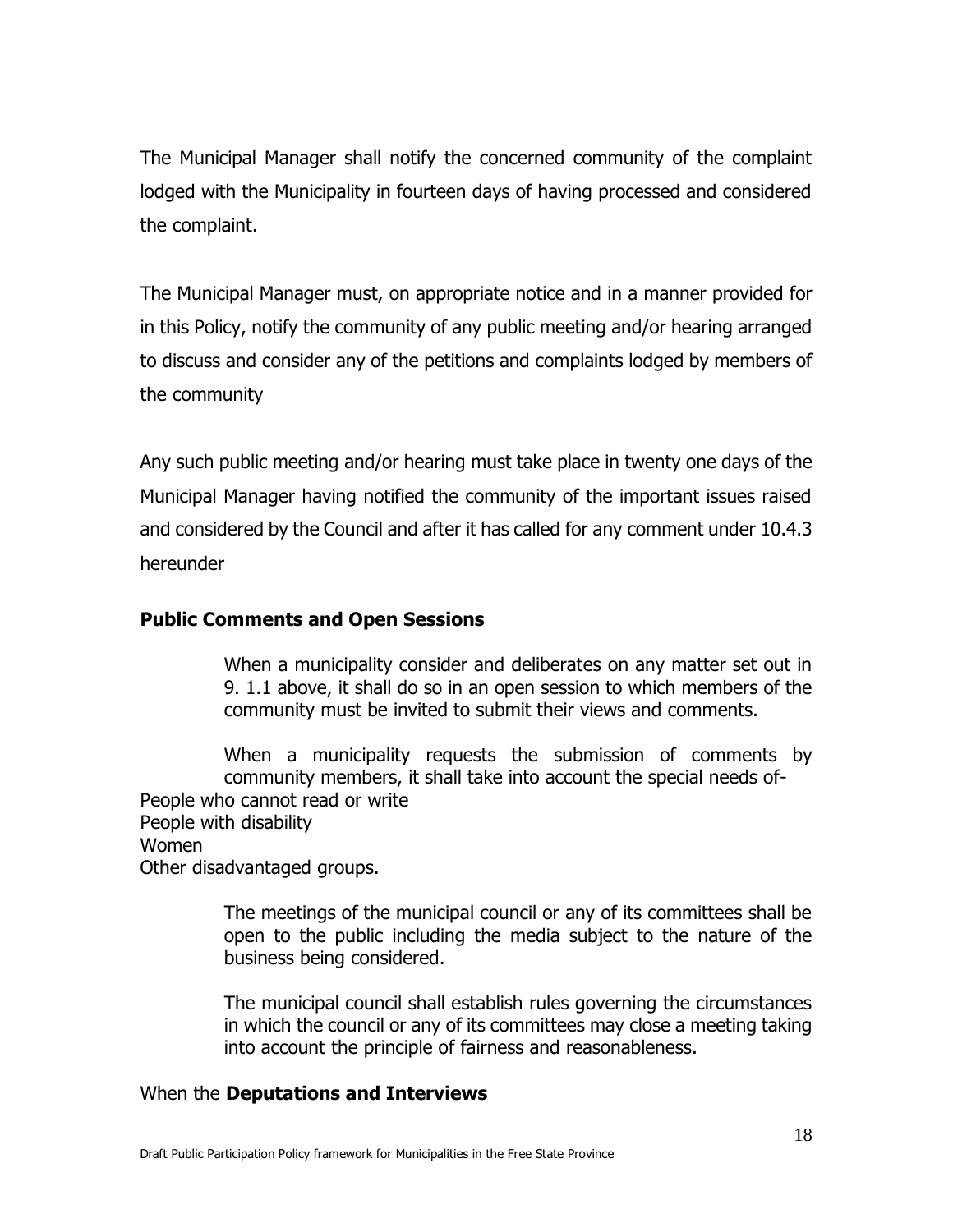The Municipal Manager shall notify the concerned community of the complaint lodged with the Municipality in fourteen days of having processed and considered the complaint.

The Municipal Manager must, on appropriate notice and in a manner provided for in this Policy, notify the community of any public meeting and/or hearing arranged to discuss and consider any of the petitions and complaints lodged by members of the community

Any such public meeting and/or hearing must take place in twenty one days of the Municipal Manager having notified the community of the important issues raised and considered by the Council and after it has called for any comment under 10.4.3 hereunder

**Public Comments and Open Sessions**

When a municipality consider and deliberates on any matter set out in 9. 1.1 above, it shall do so in an open session to which members of the community must be invited to submit their views and comments.

When a municipality requests the submission of comments by community members, it shall take into account the special needs of-

People who cannot read or write
People with disability
Women
Other disadvantaged groups.

The meetings of the municipal council or any of its committees shall be open to the public including the media subject to the nature of the business being considered.

The municipal council shall establish rules governing the circumstances in which the council or any of its committees may close a meeting taking into account the principle of fairness and reasonableness.

When the **Deputations and Interviews**

Draft Public Participation Policy framework for Municipalities in the Free State Province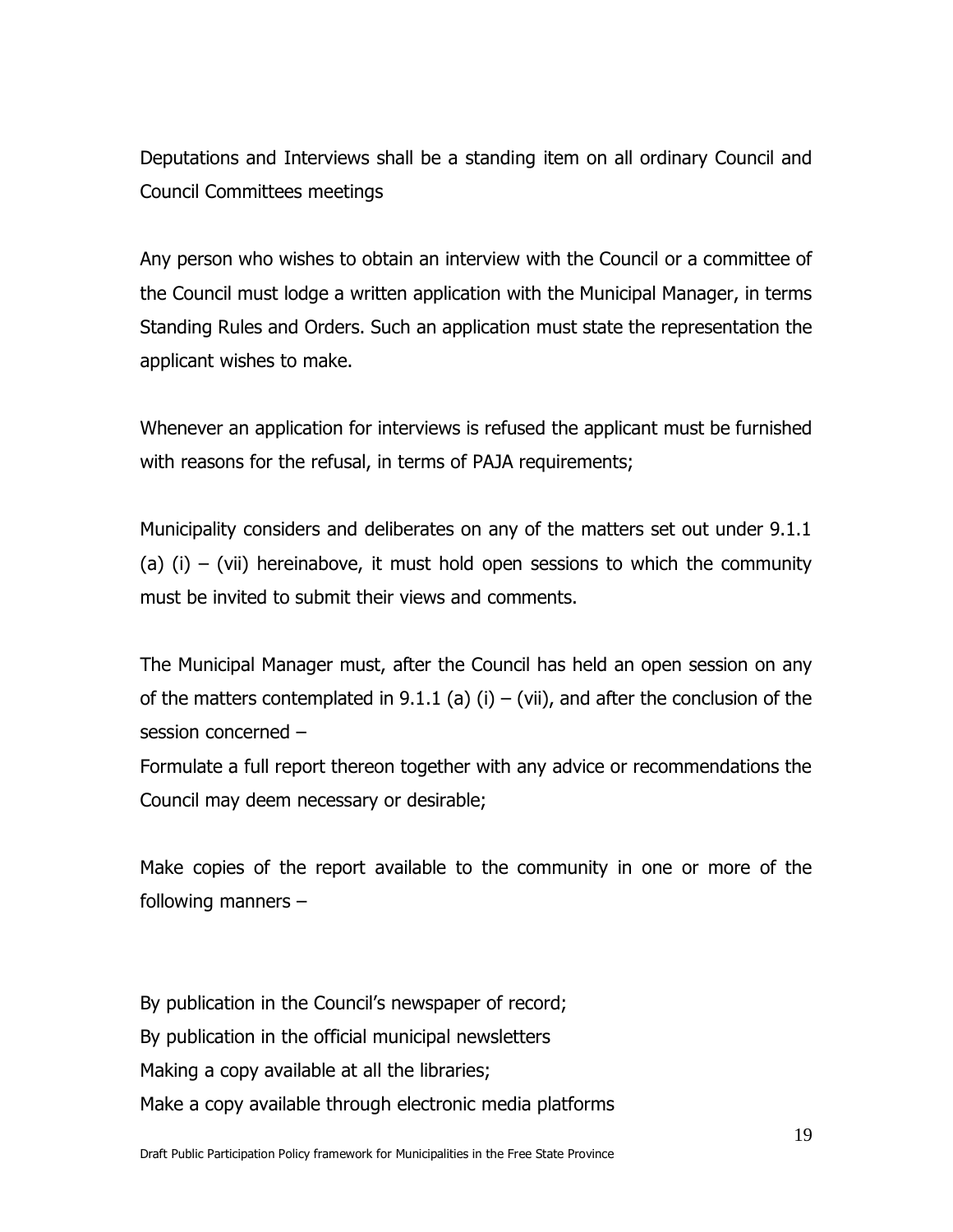Deputations and Interviews shall be a standing item on all ordinary Council and Council Committees meetings

Any person who wishes to obtain an interview with the Council or a committee of the Council must lodge a written application with the Municipal Manager, in terms Standing Rules and Orders. Such an application must state the representation the applicant wishes to make.

Whenever an application for interviews is refused the applicant must be furnished with reasons for the refusal, in terms of PAJA requirements;

Municipality considers and deliberates on any of the matters set out under 9.1.1 (a) (i) – (vii) hereinabove, it must hold open sessions to which the community must be invited to submit their views and comments.

The Municipal Manager must, after the Council has held an open session on any of the matters contemplated in 9.1.1 (a) (i) – (vii), and after the conclusion of the session concerned –

Formulate a full report thereon together with any advice or recommendations the Council may deem necessary or desirable;

Make copies of the report available to the community in one or more of the following manners –

By publication in the Council's newspaper of record;

By publication in the official municipal newsletters

Making a copy available at all the libraries;

Make a copy available through electronic media platforms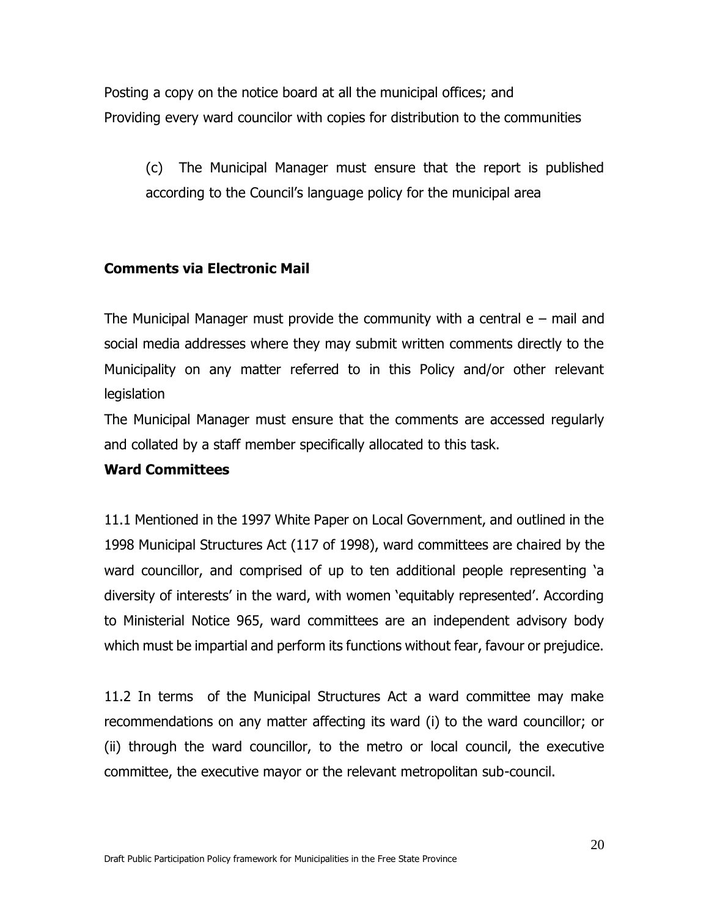Posting a copy on the notice board at all the municipal offices; and
Providing every ward councilor with copies for distribution to the communities

(c) The Municipal Manager must ensure that the report is published according to the Council's language policy for the municipal area

**Comments via Electronic Mail**

The Municipal Manager must provide the community with a central e – mail and social media addresses where they may submit written comments directly to the Municipality on any matter referred to in this Policy and/or other relevant legislation

The Municipal Manager must ensure that the comments are accessed regularly and collated by a staff member specifically allocated to this task.

**Ward Committees**

11.1 Mentioned in the 1997 White Paper on Local Government, and outlined in the 1998 Municipal Structures Act (117 of 1998), ward committees are chaired by the ward councillor, and comprised of up to ten additional people representing 'a diversity of interests' in the ward, with women 'equitably represented'. According to Ministerial Notice 965, ward committees are an independent advisory body which must be impartial and perform its functions without fear, favour or prejudice.

11.2 In terms of the Municipal Structures Act a ward committee may make recommendations on any matter affecting its ward (i) to the ward councillor; or (ii) through the ward councillor, to the metro or local council, the executive committee, the executive mayor or the relevant metropolitan sub-council.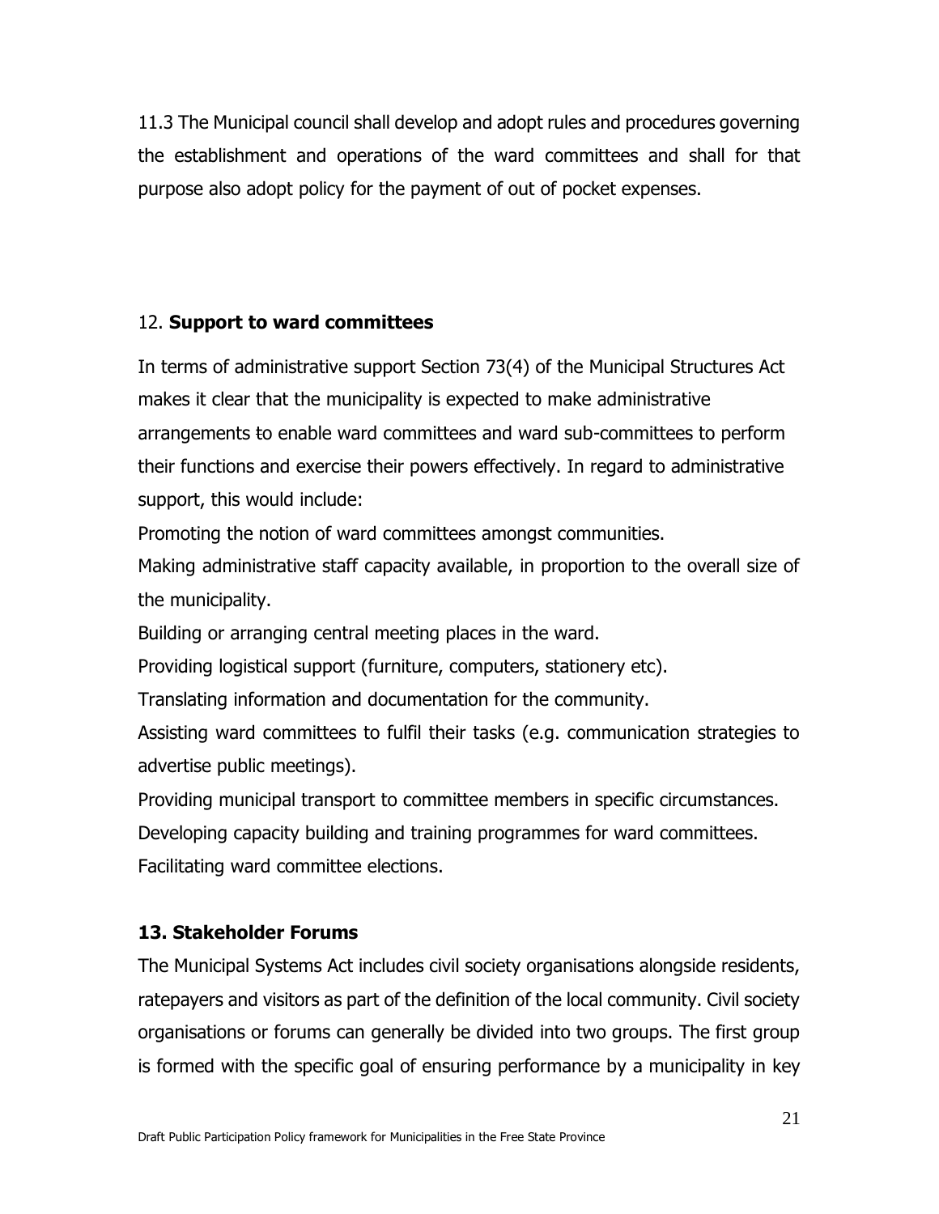11.3 The Municipal council shall develop and adopt rules and procedures governing the establishment and operations of the ward committees and shall for that purpose also adopt policy for the payment of out of pocket expenses.

## 12. **Support to ward committees**

In terms of administrative support Section 73(4) of the Municipal Structures Act makes it clear that the municipality is expected to make administrative arrangements to enable ward committees and ward sub-committees to perform their functions and exercise their powers effectively. In regard to administrative support, this would include:

Promoting the notion of ward committees amongst communities.

Making administrative staff capacity available, in proportion to the overall size of the municipality.

Building or arranging central meeting places in the ward.

Providing logistical support (furniture, computers, stationery etc).

Translating information and documentation for the community.

Assisting ward committees to fulfil their tasks (e.g. communication strategies to advertise public meetings).

Providing municipal transport to committee members in specific circumstances.

Developing capacity building and training programmes for ward committees.

Facilitating ward committee elections.

## 13. Stakeholder Forums

The Municipal Systems Act includes civil society organisations alongside residents, ratepayers and visitors as part of the definition of the local community. Civil society organisations or forums can generally be divided into two groups. The first group is formed with the specific goal of ensuring performance by a municipality in key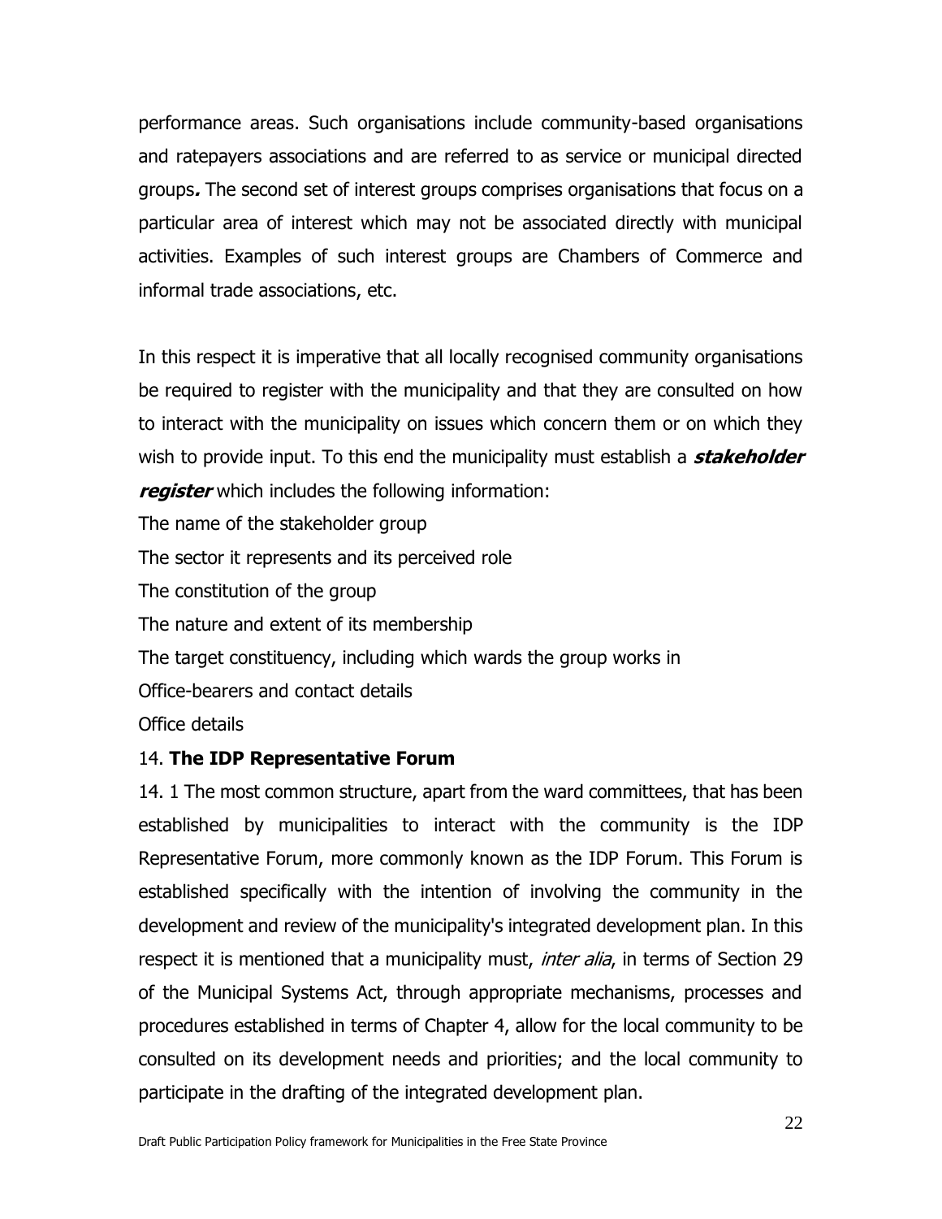performance areas. Such organisations include community-based organisations and ratepayers associations and are referred to as service or municipal directed groups***.*** The second set of interest groups comprises organisations that focus on a particular area of interest which may not be associated directly with municipal activities. Examples of such interest groups are Chambers of Commerce and informal trade associations, etc.

In this respect it is imperative that all locally recognised community organisations be required to register with the municipality and that they are consulted on how to interact with the municipality on issues which concern them or on which they wish to provide input. To this end the municipality must establish a ***stakeholder register*** which includes the following information:

The name of the stakeholder group

The sector it represents and its perceived role

The constitution of the group

The nature and extent of its membership

The target constituency, including which wards the group works in

Office-bearers and contact details

Office details

14. **The IDP Representative Forum**

14. 1 The most common structure, apart from the ward committees, that has been established by municipalities to interact with the community is the IDP Representative Forum, more commonly known as the IDP Forum. This Forum is established specifically with the intention of involving the community in the development and review of the municipality's integrated development plan. In this respect it is mentioned that a municipality must, *inter alia*, in terms of Section 29 of the Municipal Systems Act, through appropriate mechanisms, processes and procedures established in terms of Chapter 4, allow for the local community to be consulted on its development needs and priorities; and the local community to participate in the drafting of the integrated development plan.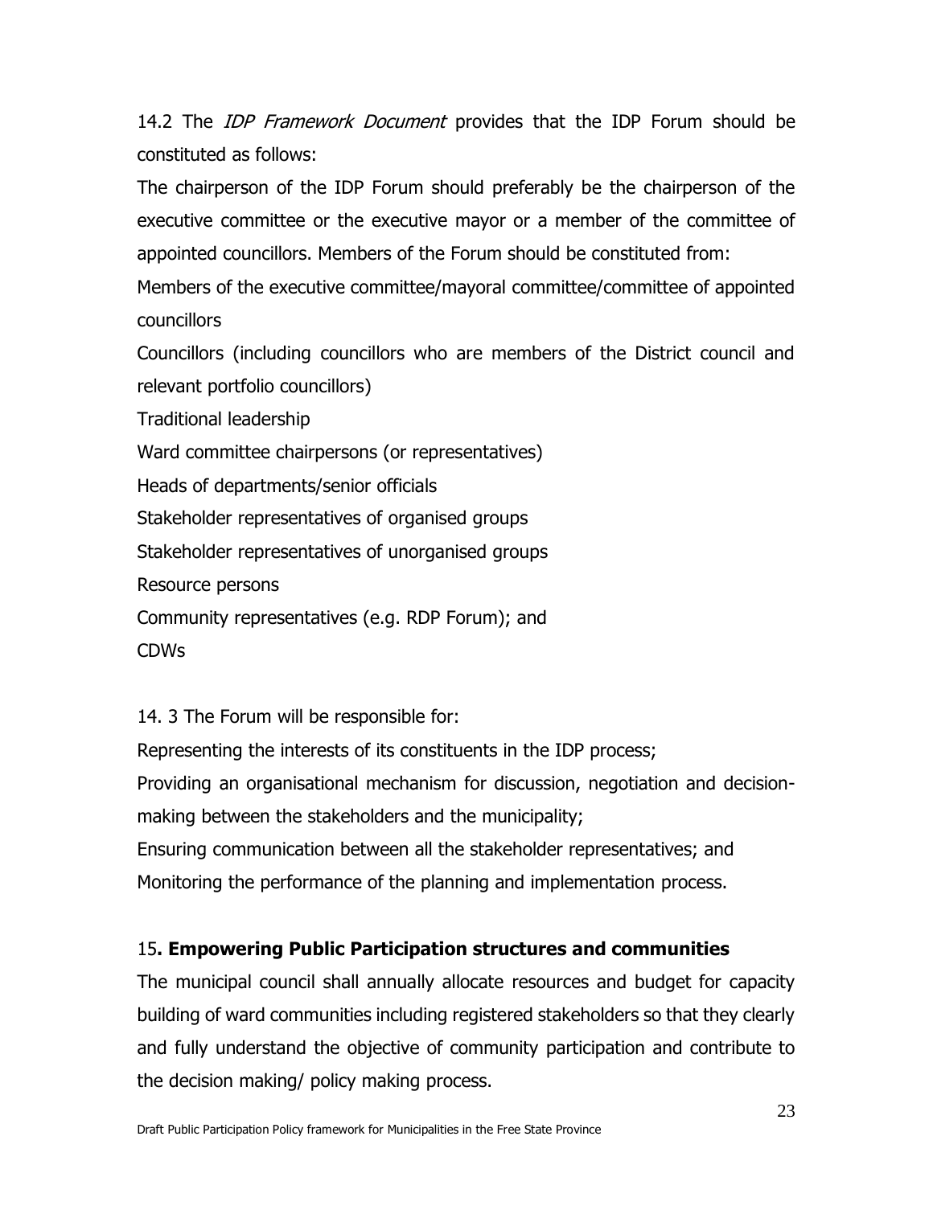14.2 The *IDP Framework Document* provides that the IDP Forum should be constituted as follows:

The chairperson of the IDP Forum should preferably be the chairperson of the executive committee or the executive mayor or a member of the committee of appointed councillors. Members of the Forum should be constituted from:

Members of the executive committee/mayoral committee/committee of appointed councillors

Councillors (including councillors who are members of the District council and relevant portfolio councillors)

Traditional leadership

Ward committee chairpersons (or representatives)

Heads of departments/senior officials

Stakeholder representatives of organised groups

Stakeholder representatives of unorganised groups

Resource persons

Community representatives (e.g. RDP Forum); and

CDWs

14. 3 The Forum will be responsible for:

Representing the interests of its constituents in the IDP process;

Providing an organisational mechanism for discussion, negotiation and decision-making between the stakeholders and the municipality;

Ensuring communication between all the stakeholder representatives; and

Monitoring the performance of the planning and implementation process.

## 15. Empowering Public Participation structures and communities

The municipal council shall annually allocate resources and budget for capacity building of ward communities including registered stakeholders so that they clearly and fully understand the objective of community participation and contribute to the decision making/ policy making process.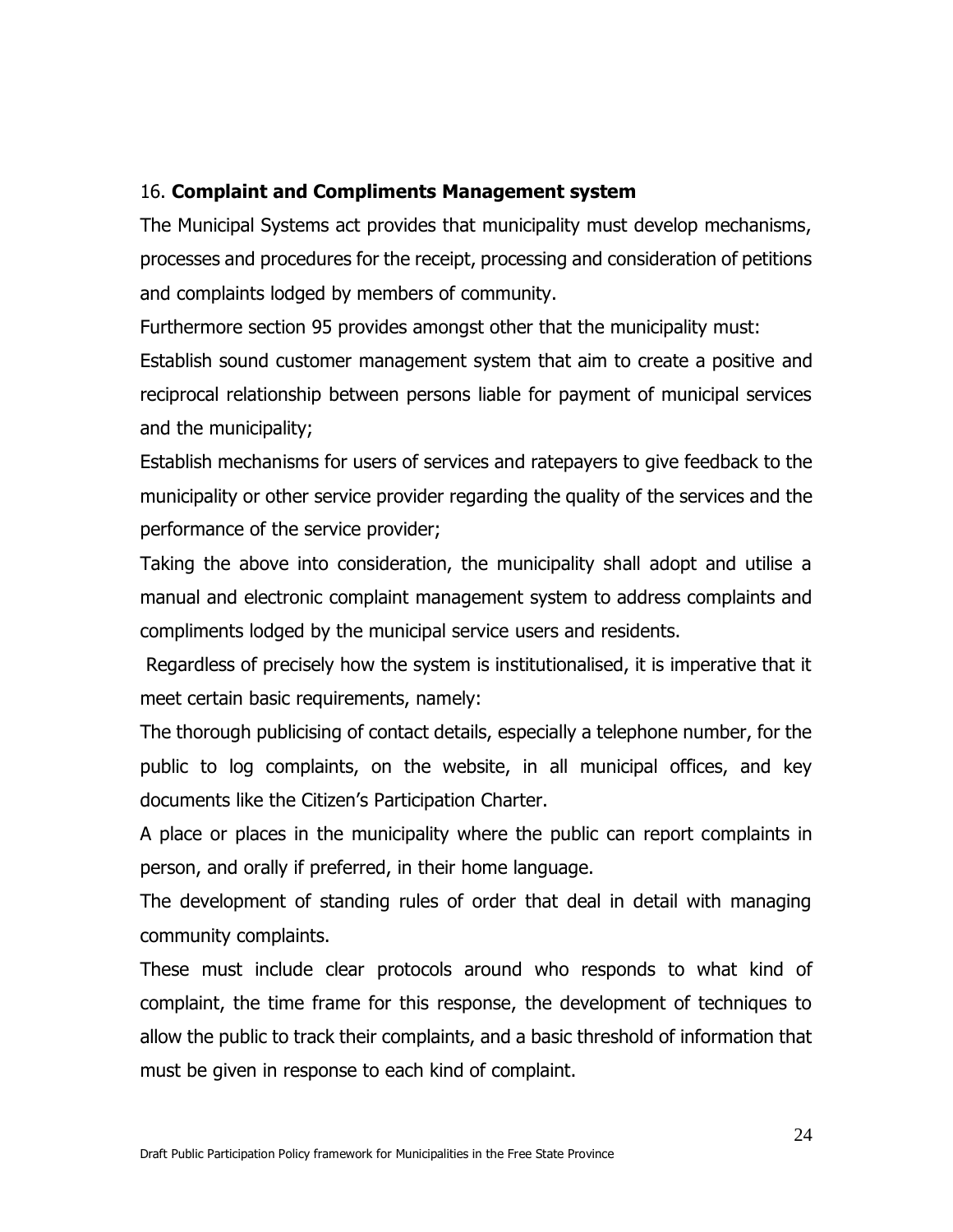## 16. **Complaint and Compliments Management system**

The Municipal Systems act provides that municipality must develop mechanisms, processes and procedures for the receipt, processing and consideration of petitions and complaints lodged by members of community.

Furthermore section 95 provides amongst other that the municipality must:

Establish sound customer management system that aim to create a positive and reciprocal relationship between persons liable for payment of municipal services and the municipality;

Establish mechanisms for users of services and ratepayers to give feedback to the municipality or other service provider regarding the quality of the services and the performance of the service provider;

Taking the above into consideration, the municipality shall adopt and utilise a manual and electronic complaint management system to address complaints and compliments lodged by the municipal service users and residents.

Regardless of precisely how the system is institutionalised, it is imperative that it meet certain basic requirements, namely:

The thorough publicising of contact details, especially a telephone number, for the public to log complaints, on the website, in all municipal offices, and key documents like the Citizen's Participation Charter.

A place or places in the municipality where the public can report complaints in person, and orally if preferred, in their home language.

The development of standing rules of order that deal in detail with managing community complaints.

These must include clear protocols around who responds to what kind of complaint, the time frame for this response, the development of techniques to allow the public to track their complaints, and a basic threshold of information that must be given in response to each kind of complaint.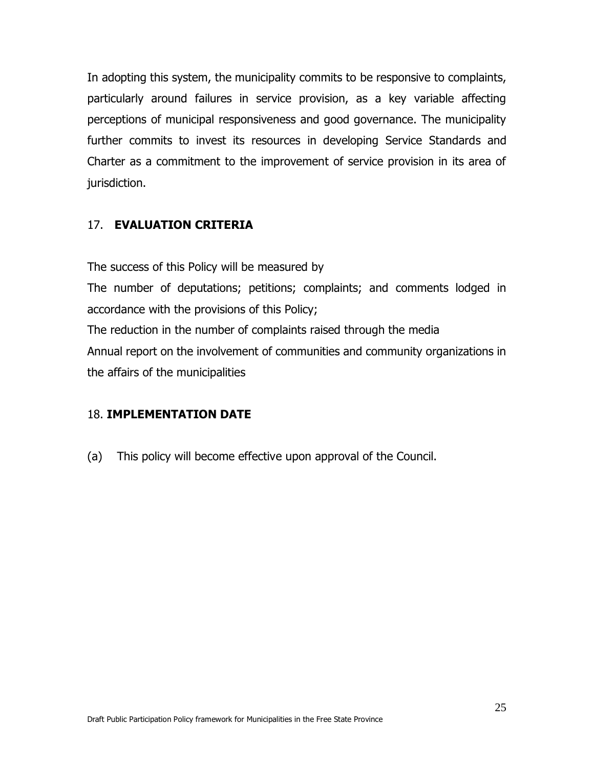In adopting this system, the municipality commits to be responsive to complaints, particularly around failures in service provision, as a key variable affecting perceptions of municipal responsiveness and good governance. The municipality further commits to invest its resources in developing Service Standards and Charter as a commitment to the improvement of service provision in its area of jurisdiction.

## 17. **EVALUATION CRITERIA**

The success of this Policy will be measured by

The number of deputations; petitions; complaints; and comments lodged in accordance with the provisions of this Policy;

The reduction in the number of complaints raised through the media

Annual report on the involvement of communities and community organizations in the affairs of the municipalities

## 18. **IMPLEMENTATION DATE**

(a) This policy will become effective upon approval of the Council.